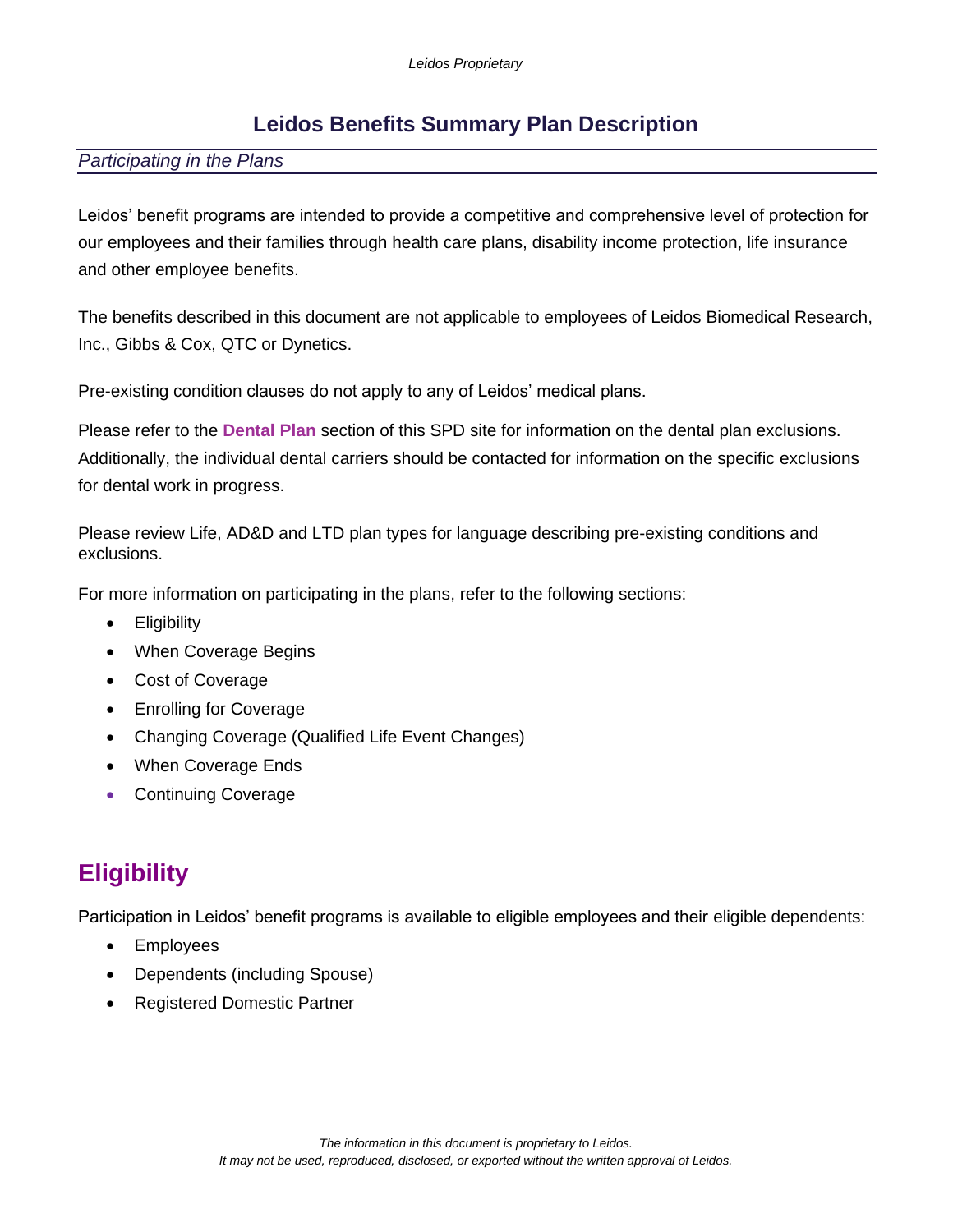# Leidos Benefits Summary Plan Description

*Participating in the Plans*

Leidos' benefit programs are intended to provide a competitive and comprehensive level of protection for our employees and their families through health care plans, disability income protection, life insurance and other employee benefits.

The benefits described in this document are not applicable to employees of Leidos Biomedical Research, Inc., Gibbs & Cox, QTC or Dynetics.

Pre-existing condition clauses do not apply to any of Leidos' medical plans.

Please refer to the **Dental Plan** section of this SPD site for information on the dental plan exclusions. Additionally, the individual dental carriers should be contacted for information on the specific exclusions for dental work in progress.

Please review Life, AD&D and LTD plan types for language describing pre-existing conditions and exclusions.

For more information on participating in the plans, refer to the following sections:

- Eligibility
- When Coverage Begins
- Cost of Coverage
- Enrolling for Coverage
- Changing Coverage (Qualified Life Event Changes)
- When Coverage Ends
- Continuing Coverage

## Eligibility

Participation in Leidos' benefit programs is available to eligible employees and their eligible dependents:

- Employees
- Dependents (including Spouse)
- Registered Domestic Partner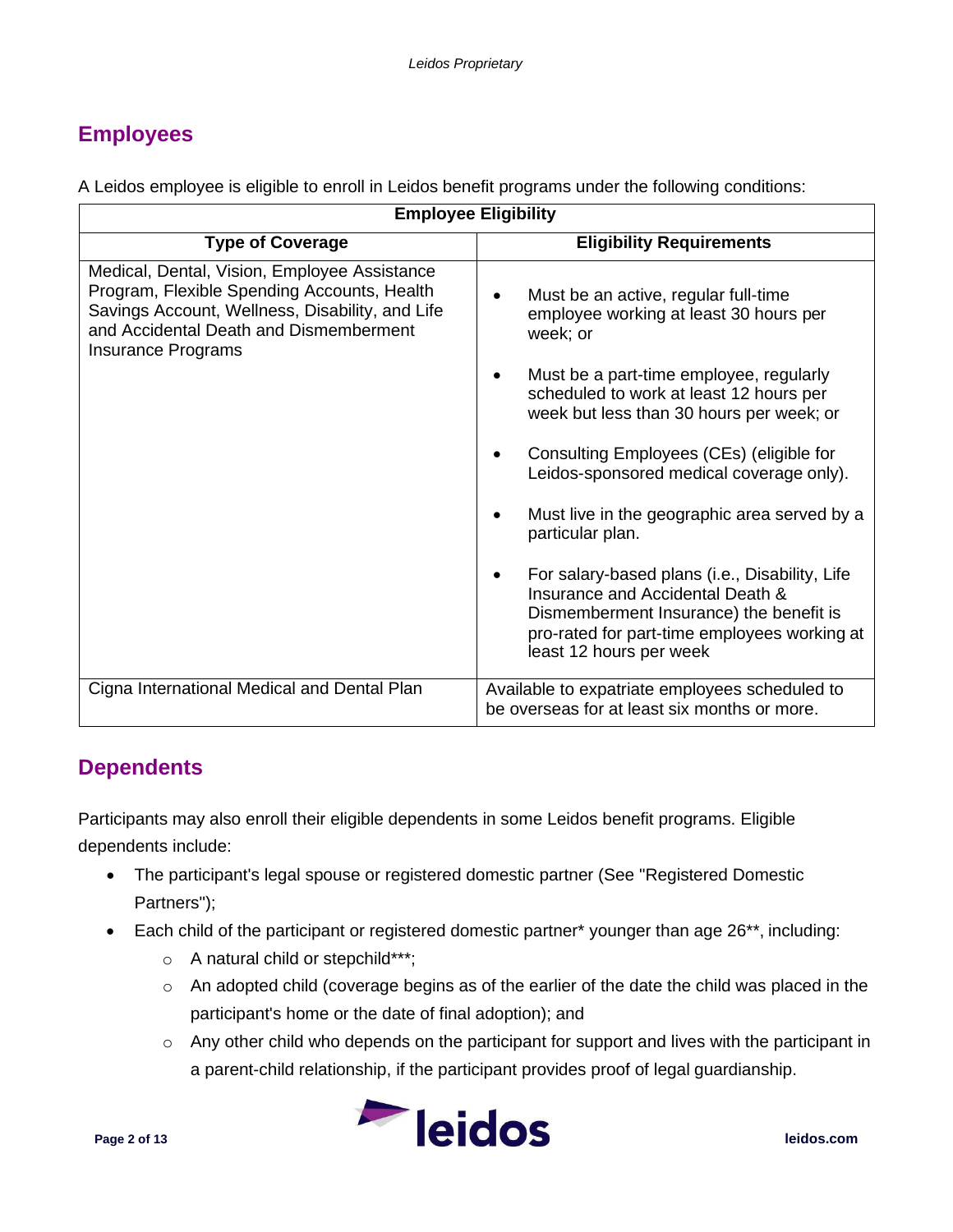## Employees

A Leidos employee is eligible to enroll in Leidos benefit programs under the following conditions:

| Employee Eligibility | |
|---|---|
| **Type of Coverage** | **Eligibility Requirements** |
| Medical, Dental, Vision, Employee Assistance Program, Flexible Spending Accounts, Health Savings Account, Wellness, Disability, and Life and Accidental Death and Dismemberment Insurance Programs | • Must be an active, regular full-time employee working at least 30 hours per week; or<br>• Must be a part-time employee, regularly scheduled to work at least 12 hours per week but less than 30 hours per week; or<br>• Consulting Employees (CEs) (eligible for Leidos-sponsored medical coverage only).<br>• Must live in the geographic area served by a particular plan.<br>• For salary-based plans (i.e., Disability, Life Insurance and Accidental Death & Dismemberment Insurance) the benefit is pro-rated for part-time employees working at least 12 hours per week |
| Cigna International Medical and Dental Plan | Available to expatriate employees scheduled to be overseas for at least six months or more. |

## Dependents

Participants may also enroll their eligible dependents in some Leidos benefit programs. Eligible dependents include:

- The participant's legal spouse or registered domestic partner (See "Registered Domestic Partners");
- Each child of the participant or registered domestic partner* younger than age 26**, including:
  - A natural child or stepchild***;
  - An adopted child (coverage begins as of the earlier of the date the child was placed in the participant's home or the date of final adoption); and
  - Any other child who depends on the participant for support and lives with the participant in a parent-child relationship, if the participant provides proof of legal guardianship.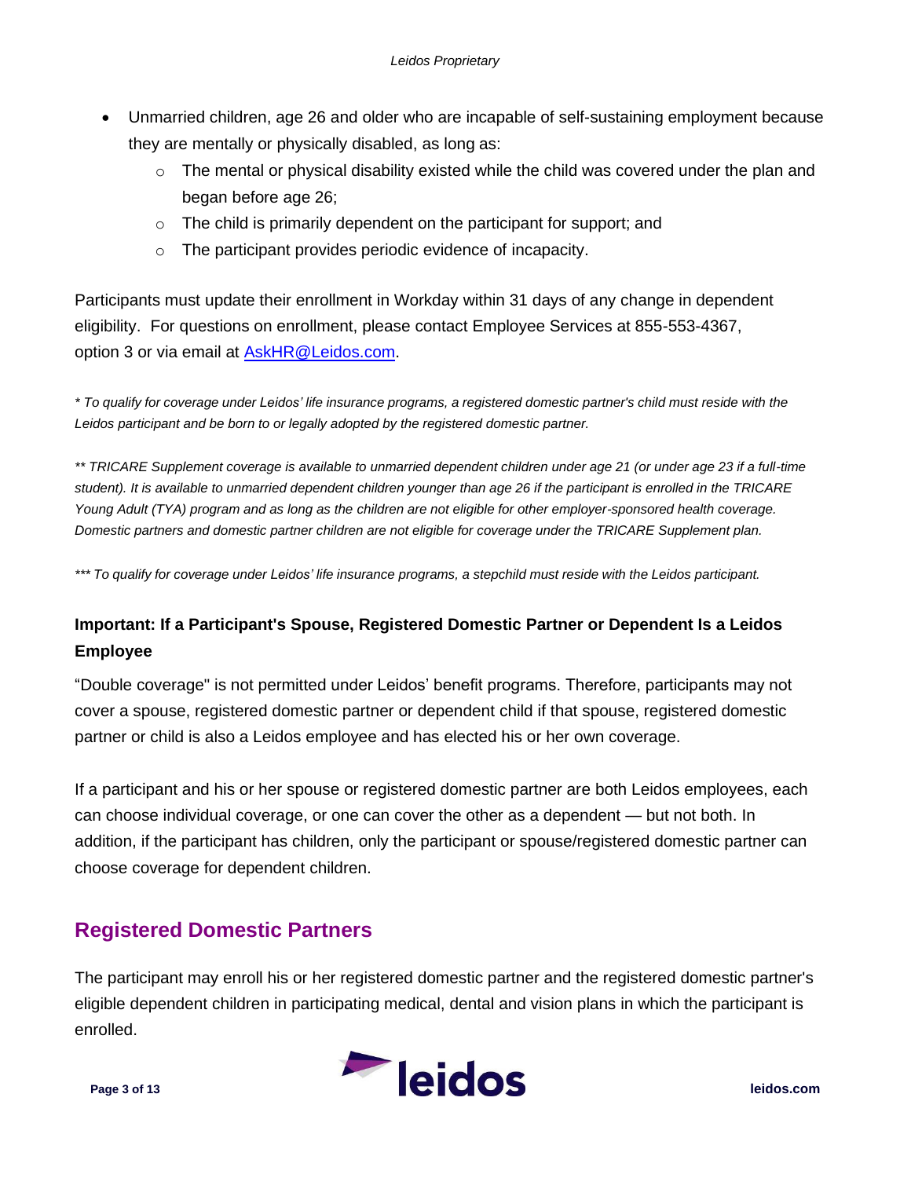- Unmarried children, age 26 and older who are incapable of self-sustaining employment because they are mentally or physically disabled, as long as:
  - The mental or physical disability existed while the child was covered under the plan and began before age 26;
  - The child is primarily dependent on the participant for support; and
  - The participant provides periodic evidence of incapacity.

Participants must update their enrollment in Workday within 31 days of any change in dependent eligibility. For questions on enrollment, please contact Employee Services at 855-553-4367, option 3 or via email at AskHR@Leidos.com.

*\* To qualify for coverage under Leidos' life insurance programs, a registered domestic partner's child must reside with the Leidos participant and be born to or legally adopted by the registered domestic partner.*

*\*\* TRICARE Supplement coverage is available to unmarried dependent children under age 21 (or under age 23 if a full-time student). It is available to unmarried dependent children younger than age 26 if the participant is enrolled in the TRICARE Young Adult (TYA) program and as long as the children are not eligible for other employer-sponsored health coverage. Domestic partners and domestic partner children are not eligible for coverage under the TRICARE Supplement plan.*

*\*\*\* To qualify for coverage under Leidos' life insurance programs, a stepchild must reside with the Leidos participant.*

### Important: If a Participant's Spouse, Registered Domestic Partner or Dependent Is a Leidos Employee

"Double coverage" is not permitted under Leidos' benefit programs. Therefore, participants may not cover a spouse, registered domestic partner or dependent child if that spouse, registered domestic partner or child is also a Leidos employee and has elected his or her own coverage.

If a participant and his or her spouse or registered domestic partner are both Leidos employees, each can choose individual coverage, or one can cover the other as a dependent — but not both. In addition, if the participant has children, only the participant or spouse/registered domestic partner can choose coverage for dependent children.

## Registered Domestic Partners

The participant may enroll his or her registered domestic partner and the registered domestic partner's eligible dependent children in participating medical, dental and vision plans in which the participant is enrolled.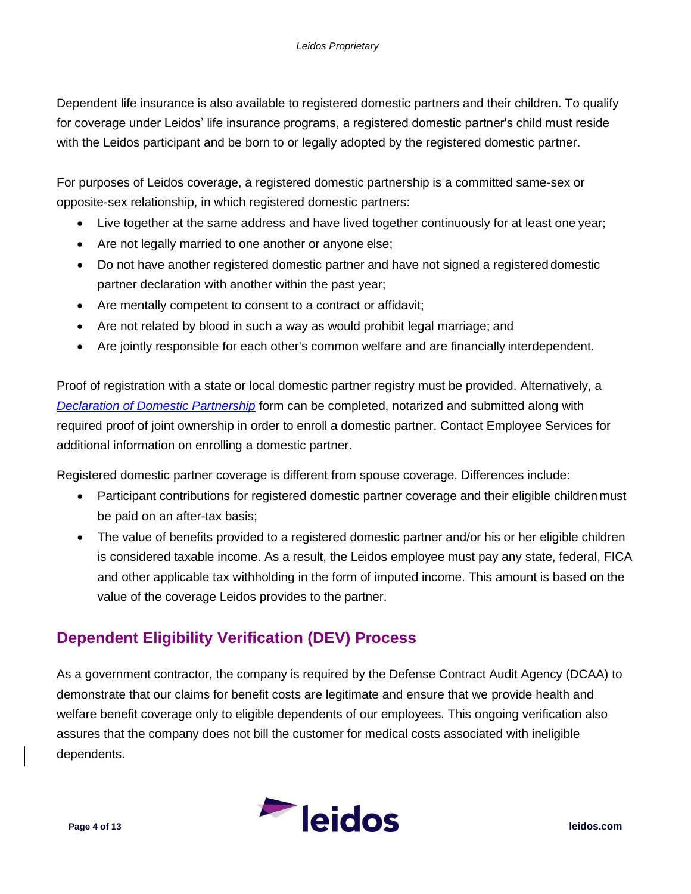Dependent life insurance is also available to registered domestic partners and their children. To qualify for coverage under Leidos' life insurance programs, a registered domestic partner's child must reside with the Leidos participant and be born to or legally adopted by the registered domestic partner.

For purposes of Leidos coverage, a registered domestic partnership is a committed same-sex or opposite-sex relationship, in which registered domestic partners:

- Live together at the same address and have lived together continuously for at least one year;
- Are not legally married to one another or anyone else;
- Do not have another registered domestic partner and have not signed a registered domestic partner declaration with another within the past year;
- Are mentally competent to consent to a contract or affidavit;
- Are not related by blood in such a way as would prohibit legal marriage; and
- Are jointly responsible for each other's common welfare and are financially interdependent.

Proof of registration with a state or local domestic partner registry must be provided. Alternatively, a *Declaration of Domestic Partnership* form can be completed, notarized and submitted along with required proof of joint ownership in order to enroll a domestic partner. Contact Employee Services for additional information on enrolling a domestic partner.

Registered domestic partner coverage is different from spouse coverage. Differences include:

- Participant contributions for registered domestic partner coverage and their eligible children must be paid on an after-tax basis;
- The value of benefits provided to a registered domestic partner and/or his or her eligible children is considered taxable income. As a result, the Leidos employee must pay any state, federal, FICA and other applicable tax withholding in the form of imputed income. This amount is based on the value of the coverage Leidos provides to the partner.

## Dependent Eligibility Verification (DEV) Process

As a government contractor, the company is required by the Defense Contract Audit Agency (DCAA) to demonstrate that our claims for benefit costs are legitimate and ensure that we provide health and welfare benefit coverage only to eligible dependents of our employees. This ongoing verification also assures that the company does not bill the customer for medical costs associated with ineligible dependents.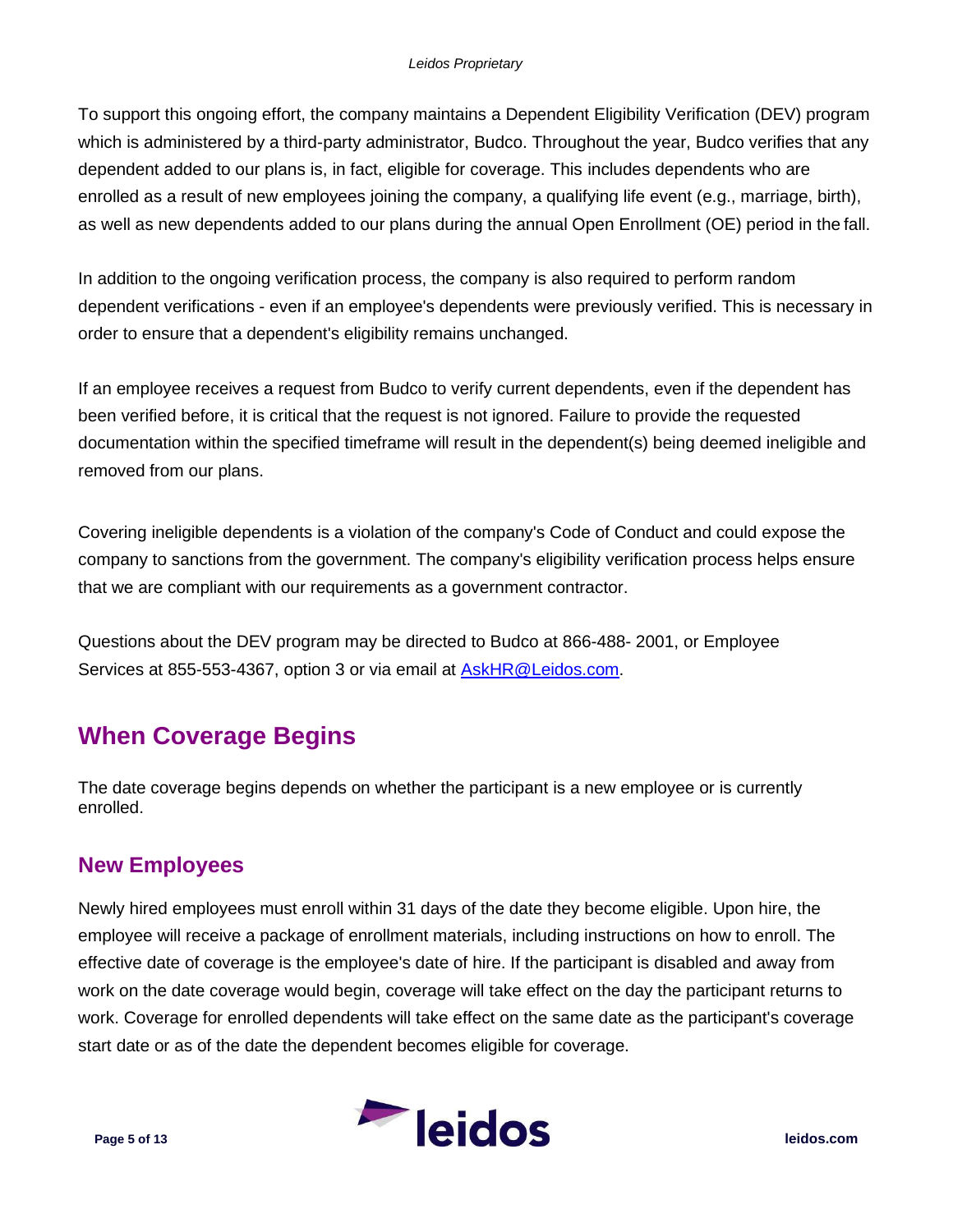To support this ongoing effort, the company maintains a Dependent Eligibility Verification (DEV) program which is administered by a third-party administrator, Budco. Throughout the year, Budco verifies that any dependent added to our plans is, in fact, eligible for coverage. This includes dependents who are enrolled as a result of new employees joining the company, a qualifying life event (e.g., marriage, birth), as well as new dependents added to our plans during the annual Open Enrollment (OE) period in the fall.

In addition to the ongoing verification process, the company is also required to perform random dependent verifications - even if an employee's dependents were previously verified. This is necessary in order to ensure that a dependent's eligibility remains unchanged.

If an employee receives a request from Budco to verify current dependents, even if the dependent has been verified before, it is critical that the request is not ignored. Failure to provide the requested documentation within the specified timeframe will result in the dependent(s) being deemed ineligible and removed from our plans.

Covering ineligible dependents is a violation of the company's Code of Conduct and could expose the company to sanctions from the government. The company's eligibility verification process helps ensure that we are compliant with our requirements as a government contractor.

Questions about the DEV program may be directed to Budco at 866-488- 2001, or Employee Services at 855-553-4367, option 3 or via email at [AskHR@Leidos.com](mailto:AskHR@Leidos.com).

## When Coverage Begins

The date coverage begins depends on whether the participant is a new employee or is currently enrolled.

### New Employees

Newly hired employees must enroll within 31 days of the date they become eligible. Upon hire, the employee will receive a package of enrollment materials, including instructions on how to enroll. The effective date of coverage is the employee's date of hire. If the participant is disabled and away from work on the date coverage would begin, coverage will take effect on the day the participant returns to work. Coverage for enrolled dependents will take effect on the same date as the participant's coverage start date or as of the date the dependent becomes eligible for coverage.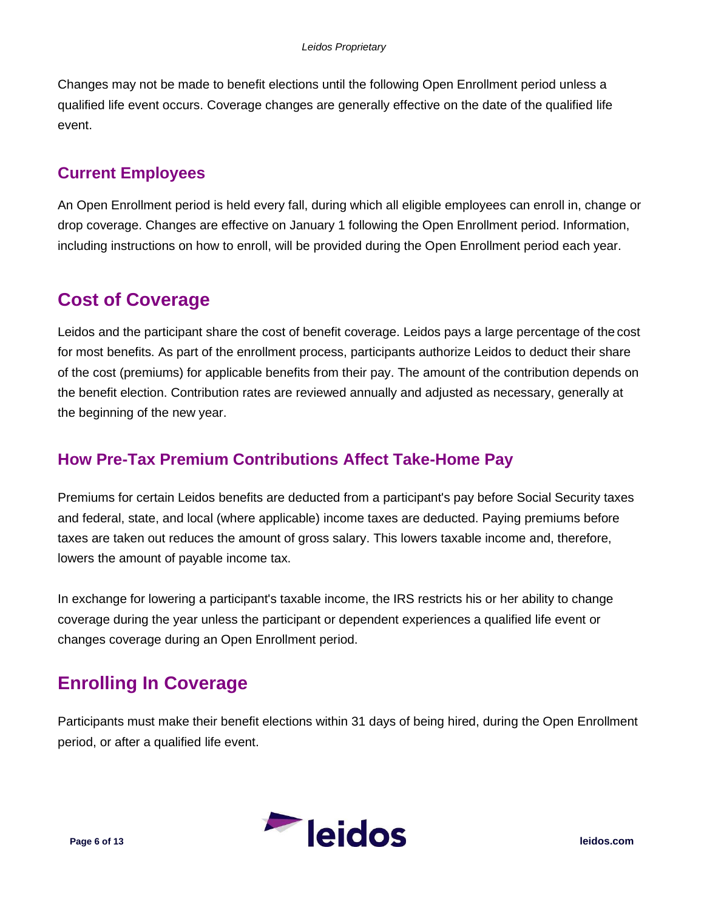Changes may not be made to benefit elections until the following Open Enrollment period unless a qualified life event occurs. Coverage changes are generally effective on the date of the qualified life event.

### Current Employees

An Open Enrollment period is held every fall, during which all eligible employees can enroll in, change or drop coverage. Changes are effective on January 1 following the Open Enrollment period. Information, including instructions on how to enroll, will be provided during the Open Enrollment period each year.

## Cost of Coverage

Leidos and the participant share the cost of benefit coverage. Leidos pays a large percentage of the cost for most benefits. As part of the enrollment process, participants authorize Leidos to deduct their share of the cost (premiums) for applicable benefits from their pay. The amount of the contribution depends on the benefit election. Contribution rates are reviewed annually and adjusted as necessary, generally at the beginning of the new year.

### How Pre-Tax Premium Contributions Affect Take-Home Pay

Premiums for certain Leidos benefits are deducted from a participant's pay before Social Security taxes and federal, state, and local (where applicable) income taxes are deducted. Paying premiums before taxes are taken out reduces the amount of gross salary. This lowers taxable income and, therefore, lowers the amount of payable income tax.

In exchange for lowering a participant's taxable income, the IRS restricts his or her ability to change coverage during the year unless the participant or dependent experiences a qualified life event or changes coverage during an Open Enrollment period.

## Enrolling In Coverage

Participants must make their benefit elections within 31 days of being hired, during the Open Enrollment period, or after a qualified life event.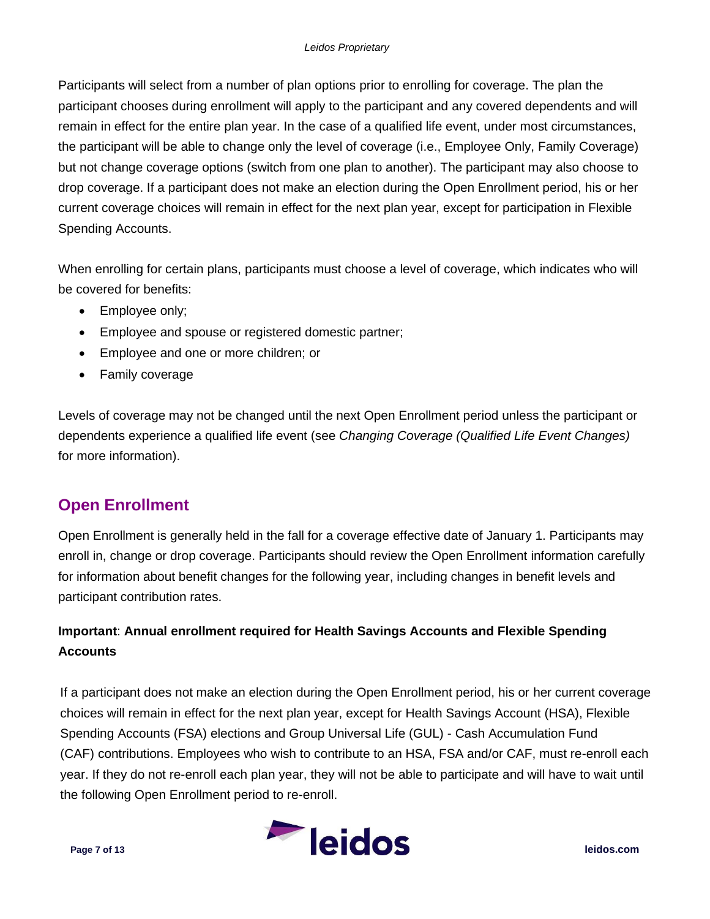Participants will select from a number of plan options prior to enrolling for coverage. The plan the participant chooses during enrollment will apply to the participant and any covered dependents and will remain in effect for the entire plan year. In the case of a qualified life event, under most circumstances, the participant will be able to change only the level of coverage (i.e., Employee Only, Family Coverage) but not change coverage options (switch from one plan to another). The participant may also choose to drop coverage. If a participant does not make an election during the Open Enrollment period, his or her current coverage choices will remain in effect for the next plan year, except for participation in Flexible Spending Accounts.

When enrolling for certain plans, participants must choose a level of coverage, which indicates who will be covered for benefits:

- Employee only;
- Employee and spouse or registered domestic partner;
- Employee and one or more children; or
- Family coverage

Levels of coverage may not be changed until the next Open Enrollment period unless the participant or dependents experience a qualified life event (see *Changing Coverage (Qualified Life Event Changes)* for more information).

## Open Enrollment

Open Enrollment is generally held in the fall for a coverage effective date of January 1. Participants may enroll in, change or drop coverage. Participants should review the Open Enrollment information carefully for information about benefit changes for the following year, including changes in benefit levels and participant contribution rates.

**Important**: **Annual enrollment required for Health Savings Accounts and Flexible Spending Accounts**

If a participant does not make an election during the Open Enrollment period, his or her current coverage choices will remain in effect for the next plan year, except for Health Savings Account (HSA), Flexible Spending Accounts (FSA) elections and Group Universal Life (GUL) - Cash Accumulation Fund (CAF) contributions. Employees who wish to contribute to an HSA, FSA and/or CAF, must re-enroll each year. If they do not re-enroll each plan year, they will not be able to participate and will have to wait until the following Open Enrollment period to re-enroll.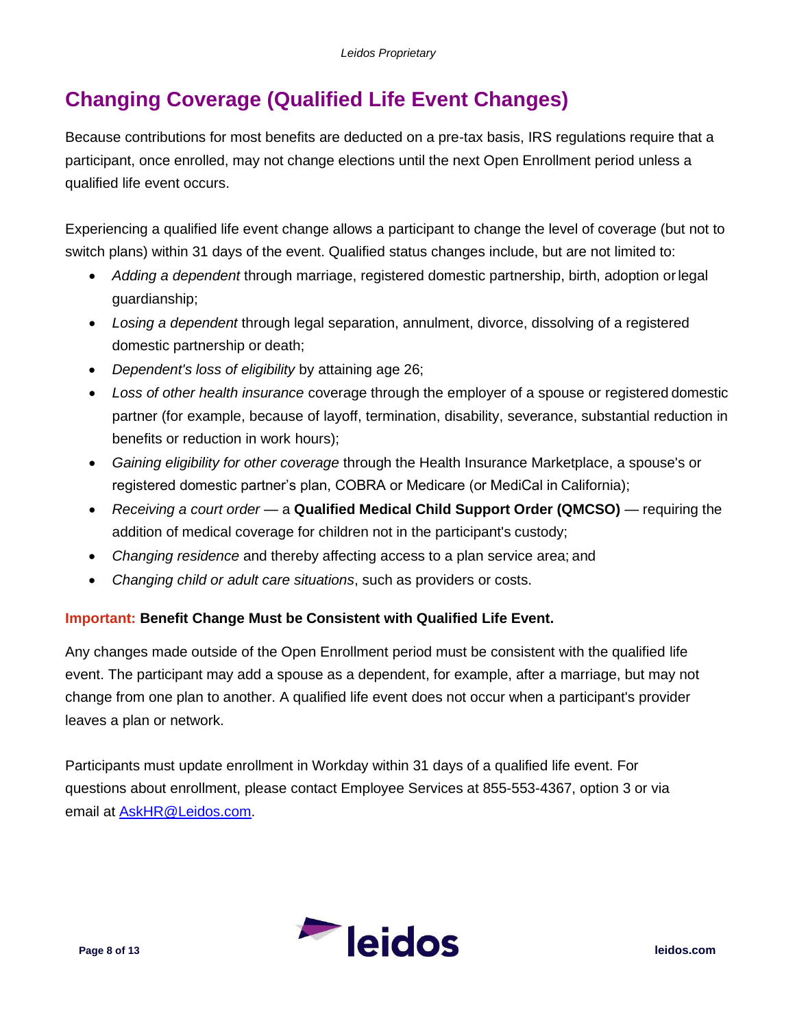## Changing Coverage (Qualified Life Event Changes)

Because contributions for most benefits are deducted on a pre-tax basis, IRS regulations require that a participant, once enrolled, may not change elections until the next Open Enrollment period unless a qualified life event occurs.

Experiencing a qualified life event change allows a participant to change the level of coverage (but not to switch plans) within 31 days of the event. Qualified status changes include, but are not limited to:

- *Adding a dependent* through marriage, registered domestic partnership, birth, adoption or legal guardianship;
- *Losing a dependent* through legal separation, annulment, divorce, dissolving of a registered domestic partnership or death;
- *Dependent's loss of eligibility* by attaining age 26;
- *Loss of other health insurance* coverage through the employer of a spouse or registered domestic partner (for example, because of layoff, termination, disability, severance, substantial reduction in benefits or reduction in work hours);
- *Gaining eligibility for other coverage* through the Health Insurance Marketplace, a spouse's or registered domestic partner's plan, COBRA or Medicare (or MediCal in California);
- *Receiving a court order* — a **Qualified Medical Child Support Order (QMCSO)** — requiring the addition of medical coverage for children not in the participant's custody;
- *Changing residence* and thereby affecting access to a plan service area; and
- *Changing child or adult care situations*, such as providers or costs.

**Important: Benefit Change Must be Consistent with Qualified Life Event.**

Any changes made outside of the Open Enrollment period must be consistent with the qualified life event. The participant may add a spouse as a dependent, for example, after a marriage, but may not change from one plan to another. A qualified life event does not occur when a participant's provider leaves a plan or network.

Participants must update enrollment in Workday within 31 days of a qualified life event. For questions about enrollment, please contact Employee Services at 855-553-4367, option 3 or via email at AskHR@Leidos.com.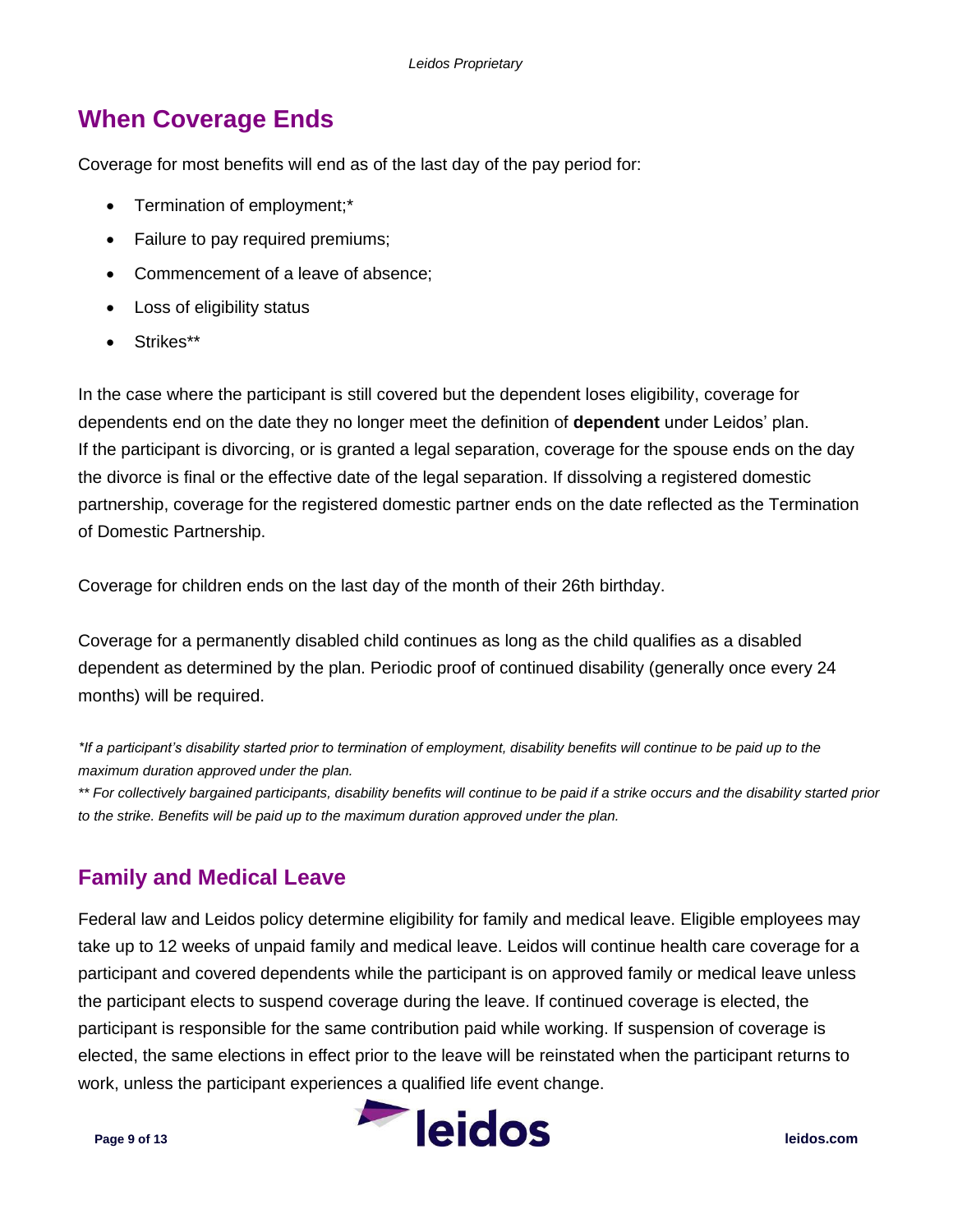## When Coverage Ends

Coverage for most benefits will end as of the last day of the pay period for:

- Termination of employment;*
- Failure to pay required premiums;
- Commencement of a leave of absence;
- Loss of eligibility status
- Strikes**

In the case where the participant is still covered but the dependent loses eligibility, coverage for dependents end on the date they no longer meet the definition of **dependent** under Leidos' plan. If the participant is divorcing, or is granted a legal separation, coverage for the spouse ends on the day the divorce is final or the effective date of the legal separation. If dissolving a registered domestic partnership, coverage for the registered domestic partner ends on the date reflected as the Termination of Domestic Partnership.

Coverage for children ends on the last day of the month of their 26th birthday.

Coverage for a permanently disabled child continues as long as the child qualifies as a disabled dependent as determined by the plan. Periodic proof of continued disability (generally once every 24 months) will be required.

*\*If a participant's disability started prior to termination of employment, disability benefits will continue to be paid up to the maximum duration approved under the plan.*

*\*\* For collectively bargained participants, disability benefits will continue to be paid if a strike occurs and the disability started prior to the strike. Benefits will be paid up to the maximum duration approved under the plan.*

### Family and Medical Leave

Federal law and Leidos policy determine eligibility for family and medical leave. Eligible employees may take up to 12 weeks of unpaid family and medical leave. Leidos will continue health care coverage for a participant and covered dependents while the participant is on approved family or medical leave unless the participant elects to suspend coverage during the leave. If continued coverage is elected, the participant is responsible for the same contribution paid while working. If suspension of coverage is elected, the same elections in effect prior to the leave will be reinstated when the participant returns to work, unless the participant experiences a qualified life event change.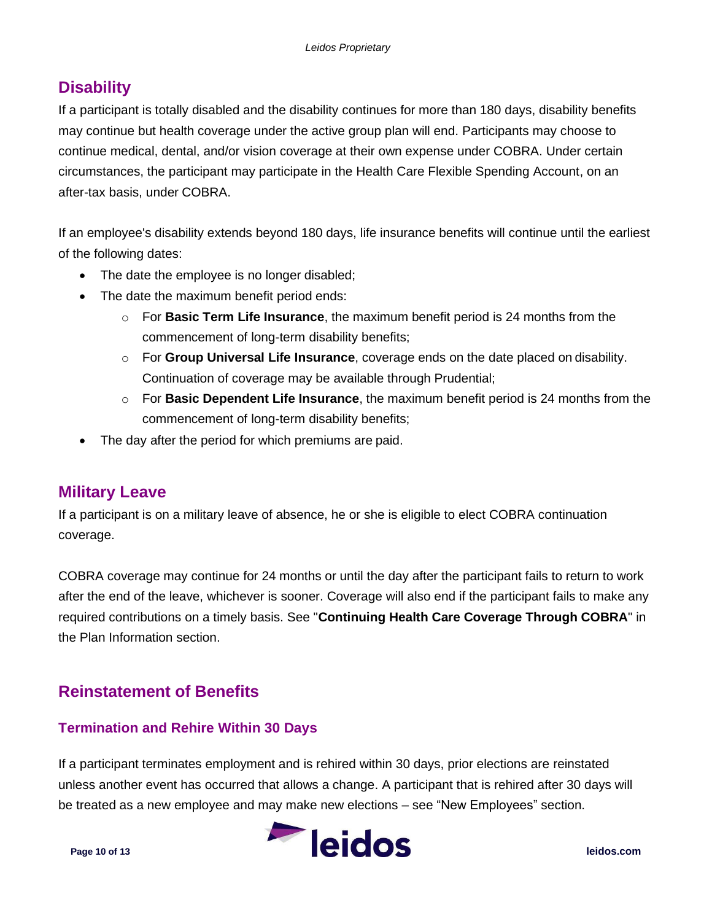## Disability

If a participant is totally disabled and the disability continues for more than 180 days, disability benefits may continue but health coverage under the active group plan will end. Participants may choose to continue medical, dental, and/or vision coverage at their own expense under COBRA. Under certain circumstances, the participant may participate in the Health Care Flexible Spending Account, on an after-tax basis, under COBRA.

If an employee's disability extends beyond 180 days, life insurance benefits will continue until the earliest of the following dates:

- The date the employee is no longer disabled;
- The date the maximum benefit period ends:
  - For **Basic Term Life Insurance**, the maximum benefit period is 24 months from the commencement of long-term disability benefits;
  - For **Group Universal Life Insurance**, coverage ends on the date placed on disability. Continuation of coverage may be available through Prudential;
  - For **Basic Dependent Life Insurance**, the maximum benefit period is 24 months from the commencement of long-term disability benefits;
- The day after the period for which premiums are paid.

## Military Leave

If a participant is on a military leave of absence, he or she is eligible to elect COBRA continuation coverage.

COBRA coverage may continue for 24 months or until the day after the participant fails to return to work after the end of the leave, whichever is sooner. Coverage will also end if the participant fails to make any required contributions on a timely basis. See "**Continuing Health Care Coverage Through COBRA**" in the Plan Information section.

## Reinstatement of Benefits

### Termination and Rehire Within 30 Days

If a participant terminates employment and is rehired within 30 days, prior elections are reinstated unless another event has occurred that allows a change. A participant that is rehired after 30 days will be treated as a new employee and may make new elections – see "New Employees" section.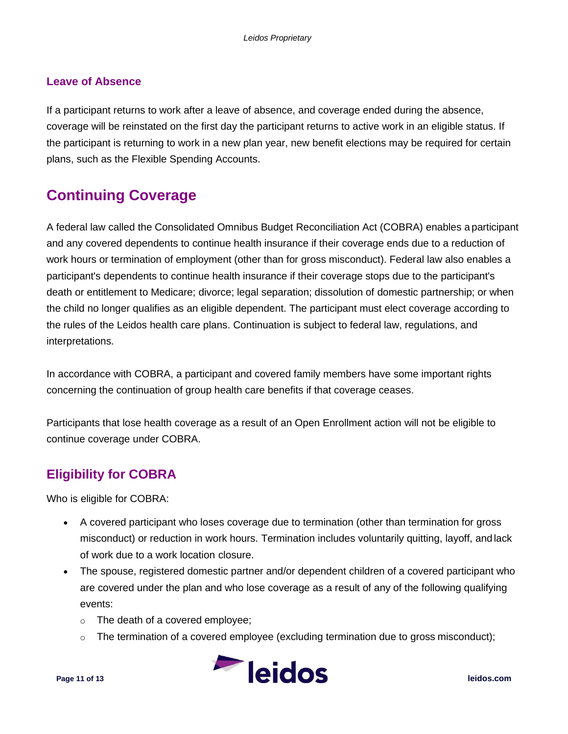### Leave of Absence

If a participant returns to work after a leave of absence, and coverage ended during the absence, coverage will be reinstated on the first day the participant returns to active work in an eligible status. If the participant is returning to work in a new plan year, new benefit elections may be required for certain plans, such as the Flexible Spending Accounts.

## Continuing Coverage

A federal law called the Consolidated Omnibus Budget Reconciliation Act (COBRA) enables a participant and any covered dependents to continue health insurance if their coverage ends due to a reduction of work hours or termination of employment (other than for gross misconduct). Federal law also enables a participant's dependents to continue health insurance if their coverage stops due to the participant's death or entitlement to Medicare; divorce; legal separation; dissolution of domestic partnership; or when the child no longer qualifies as an eligible dependent. The participant must elect coverage according to the rules of the Leidos health care plans. Continuation is subject to federal law, regulations, and interpretations.

In accordance with COBRA, a participant and covered family members have some important rights concerning the continuation of group health care benefits if that coverage ceases.

Participants that lose health coverage as a result of an Open Enrollment action will not be eligible to continue coverage under COBRA.

### Eligibility for COBRA

Who is eligible for COBRA:

- A covered participant who loses coverage due to termination (other than termination for gross misconduct) or reduction in work hours. Termination includes voluntarily quitting, layoff, and lack of work due to a work location closure.
- The spouse, registered domestic partner and/or dependent children of a covered participant who are covered under the plan and who lose coverage as a result of any of the following qualifying events:
  - The death of a covered employee;
  - The termination of a covered employee (excluding termination due to gross misconduct);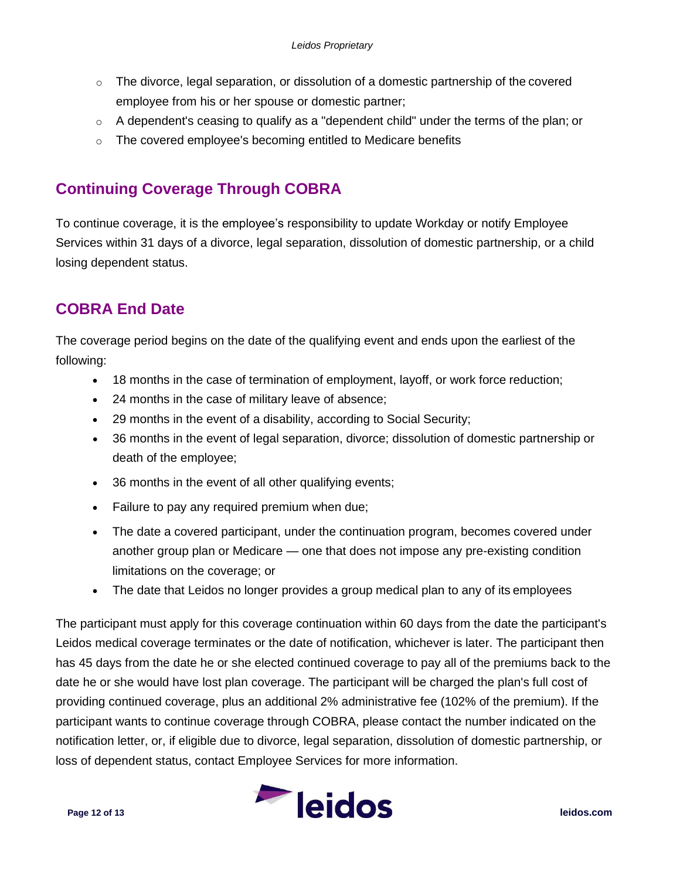- The divorce, legal separation, or dissolution of a domestic partnership of the covered employee from his or her spouse or domestic partner;
- A dependent's ceasing to qualify as a "dependent child" under the terms of the plan; or
- The covered employee's becoming entitled to Medicare benefits

## Continuing Coverage Through COBRA

To continue coverage, it is the employee's responsibility to update Workday or notify Employee Services within 31 days of a divorce, legal separation, dissolution of domestic partnership, or a child losing dependent status.

## COBRA End Date

The coverage period begins on the date of the qualifying event and ends upon the earliest of the following:

- 18 months in the case of termination of employment, layoff, or work force reduction;
- 24 months in the case of military leave of absence;
- 29 months in the event of a disability, according to Social Security;
- 36 months in the event of legal separation, divorce; dissolution of domestic partnership or death of the employee;
- 36 months in the event of all other qualifying events;
- Failure to pay any required premium when due;
- The date a covered participant, under the continuation program, becomes covered under another group plan or Medicare — one that does not impose any pre-existing condition limitations on the coverage; or
- The date that Leidos no longer provides a group medical plan to any of its employees

The participant must apply for this coverage continuation within 60 days from the date the participant's Leidos medical coverage terminates or the date of notification, whichever is later. The participant then has 45 days from the date he or she elected continued coverage to pay all of the premiums back to the date he or she would have lost plan coverage. The participant will be charged the plan's full cost of providing continued coverage, plus an additional 2% administrative fee (102% of the premium). If the participant wants to continue coverage through COBRA, please contact the number indicated on the notification letter, or, if eligible due to divorce, legal separation, dissolution of domestic partnership, or loss of dependent status, contact Employee Services for more information.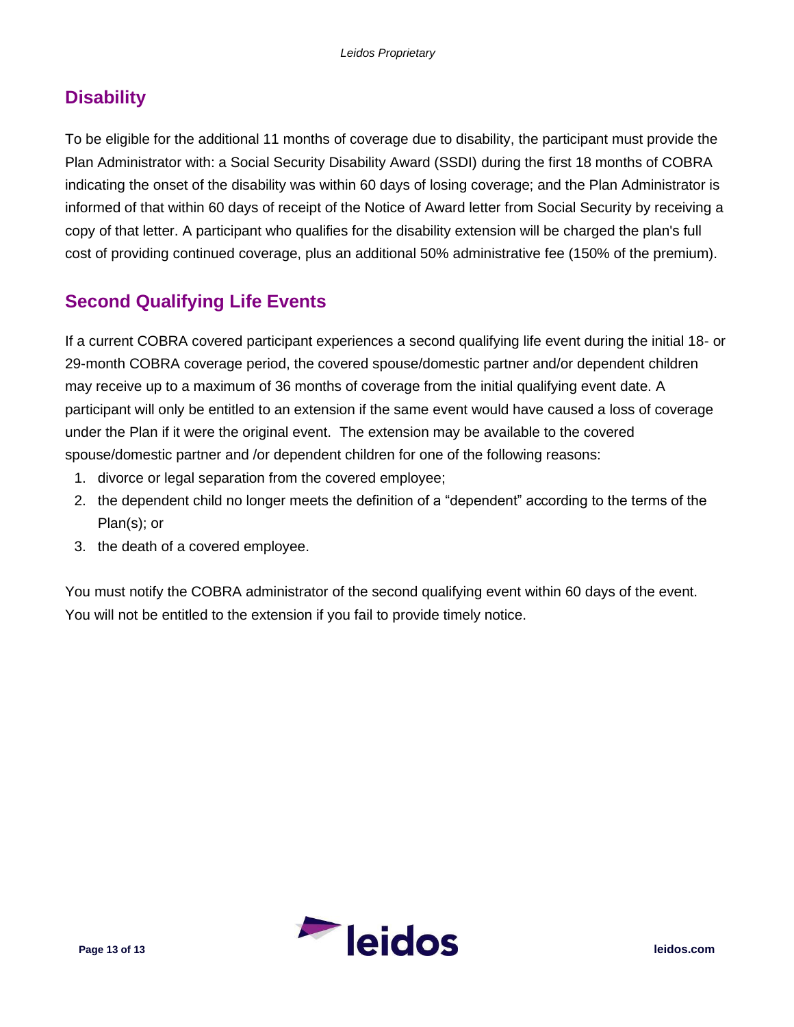## Disability

To be eligible for the additional 11 months of coverage due to disability, the participant must provide the Plan Administrator with: a Social Security Disability Award (SSDI) during the first 18 months of COBRA indicating the onset of the disability was within 60 days of losing coverage; and the Plan Administrator is informed of that within 60 days of receipt of the Notice of Award letter from Social Security by receiving a copy of that letter. A participant who qualifies for the disability extension will be charged the plan's full cost of providing continued coverage, plus an additional 50% administrative fee (150% of the premium).

## Second Qualifying Life Events

If a current COBRA covered participant experiences a second qualifying life event during the initial 18- or 29-month COBRA coverage period, the covered spouse/domestic partner and/or dependent children may receive up to a maximum of 36 months of coverage from the initial qualifying event date. A participant will only be entitled to an extension if the same event would have caused a loss of coverage under the Plan if it were the original event. The extension may be available to the covered spouse/domestic partner and /or dependent children for one of the following reasons:

1. divorce or legal separation from the covered employee;
2. the dependent child no longer meets the definition of a “dependent” according to the terms of the Plan(s); or
3. the death of a covered employee.

You must notify the COBRA administrator of the second qualifying event within 60 days of the event. You will not be entitled to the extension if you fail to provide timely notice.